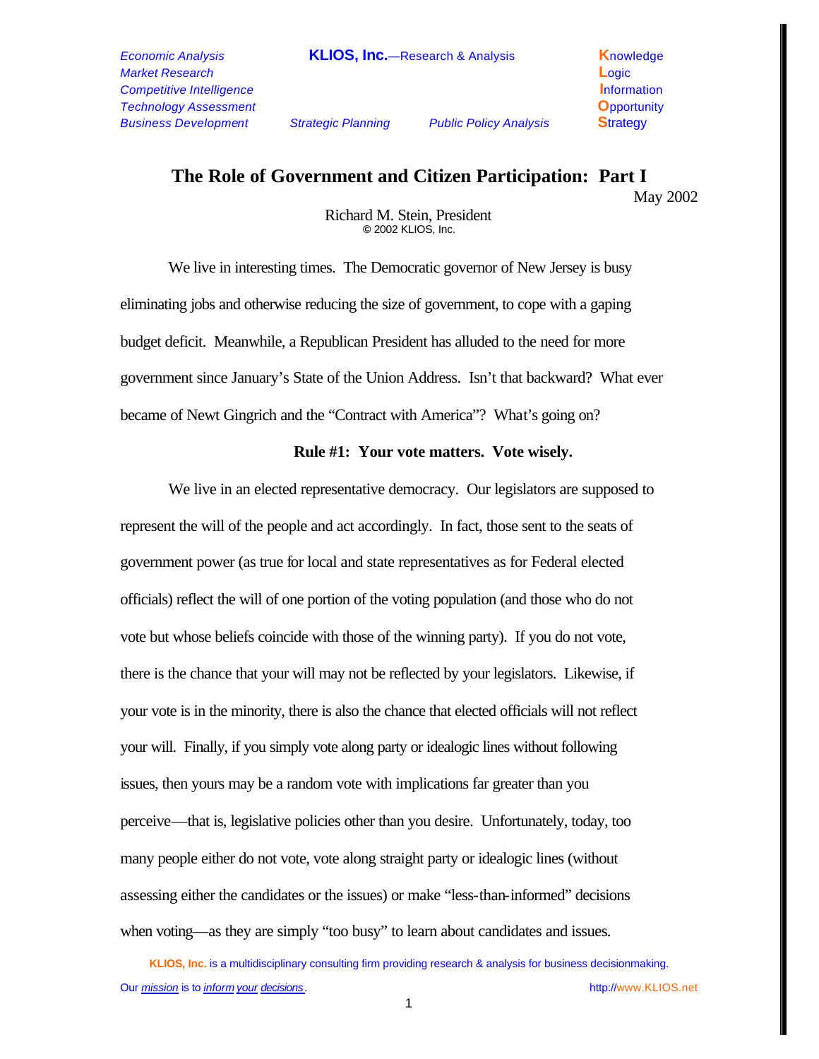*Economic Analysis* **KLIOS, Inc.**—Research & Analysis **K**nowledge
*Market Research* **L**ogic
*Competitive Intelligence* **I**nformation
*Technology Assessment* **O**pportunity
*Business Development* *Strategic Planning* *Public Policy Analysis* **S**trategy

# The Role of Government and Citizen Participation: Part I

May 2002

Richard M. Stein, President
© 2002 KLIOS, Inc.

We live in interesting times. The Democratic governor of New Jersey is busy eliminating jobs and otherwise reducing the size of government, to cope with a gaping budget deficit. Meanwhile, a Republican President has alluded to the need for more government since January's State of the Union Address. Isn't that backward? What ever became of Newt Gingrich and the "Contract with America"? What's going on?

**Rule #1: Your vote matters. Vote wisely.**

We live in an elected representative democracy. Our legislators are supposed to represent the will of the people and act accordingly. In fact, those sent to the seats of government power (as true for local and state representatives as for Federal elected officials) reflect the will of one portion of the voting population (and those who do not vote but whose beliefs coincide with those of the winning party). If you do not vote, there is the chance that your will may not be reflected by your legislators. Likewise, if your vote is in the minority, there is also the chance that elected officials will not reflect your will. Finally, if you simply vote along party or idealogic lines without following issues, then yours may be a random vote with implications far greater than you perceive—that is, legislative policies other than you desire. Unfortunately, today, too many people either do not vote, vote along straight party or idealogic lines (without assessing either the candidates or the issues) or make "less-than-informed" decisions when voting—as they are simply "too busy" to learn about candidates and issues.

**KLIOS, Inc.** is a multidisciplinary consulting firm providing research & analysis for business decisionmaking.
Our *mission* is to *inform your decisions*. http://www.KLIOS.net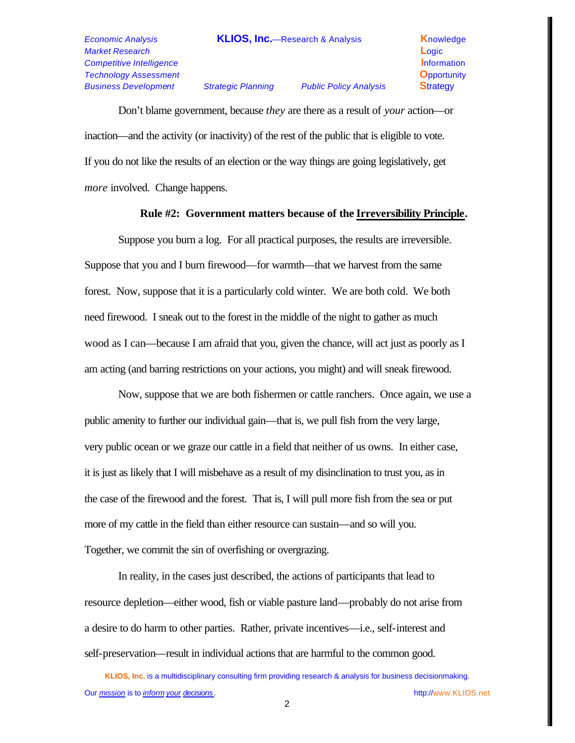Don't blame government, because *they* are there as a result of *your* action—or inaction—and the activity (or inactivity) of the rest of the public that is eligible to vote. If you do not like the results of an election or the way things are going legislatively, get *more* involved. Change happens.

**Rule #2: Government matters because of the <u>Irreversibility Principle</u>.**

Suppose you burn a log. For all practical purposes, the results are irreversible. Suppose that you and I burn firewood—for warmth—that we harvest from the same forest. Now, suppose that it is a particularly cold winter. We are both cold. We both need firewood. I sneak out to the forest in the middle of the night to gather as much wood as I can—because I am afraid that you, given the chance, will act just as poorly as I am acting (and barring restrictions on your actions, you might) and will sneak firewood.

Now, suppose that we are both fishermen or cattle ranchers. Once again, we use a public amenity to further our individual gain—that is, we pull fish from the very large, very public ocean or we graze our cattle in a field that neither of us owns. In either case, it is just as likely that I will misbehave as a result of my disinclination to trust you, as in the case of the firewood and the forest. That is, I will pull more fish from the sea or put more of my cattle in the field than either resource can sustain—and so will you. Together, we commit the sin of overfishing or overgrazing.

In reality, in the cases just described, the actions of participants that lead to resource depletion—either wood, fish or viable pasture land—probably do not arise from a desire to do harm to other parties. Rather, private incentives—i.e., self-interest and self-preservation—result in individual actions that are harmful to the common good.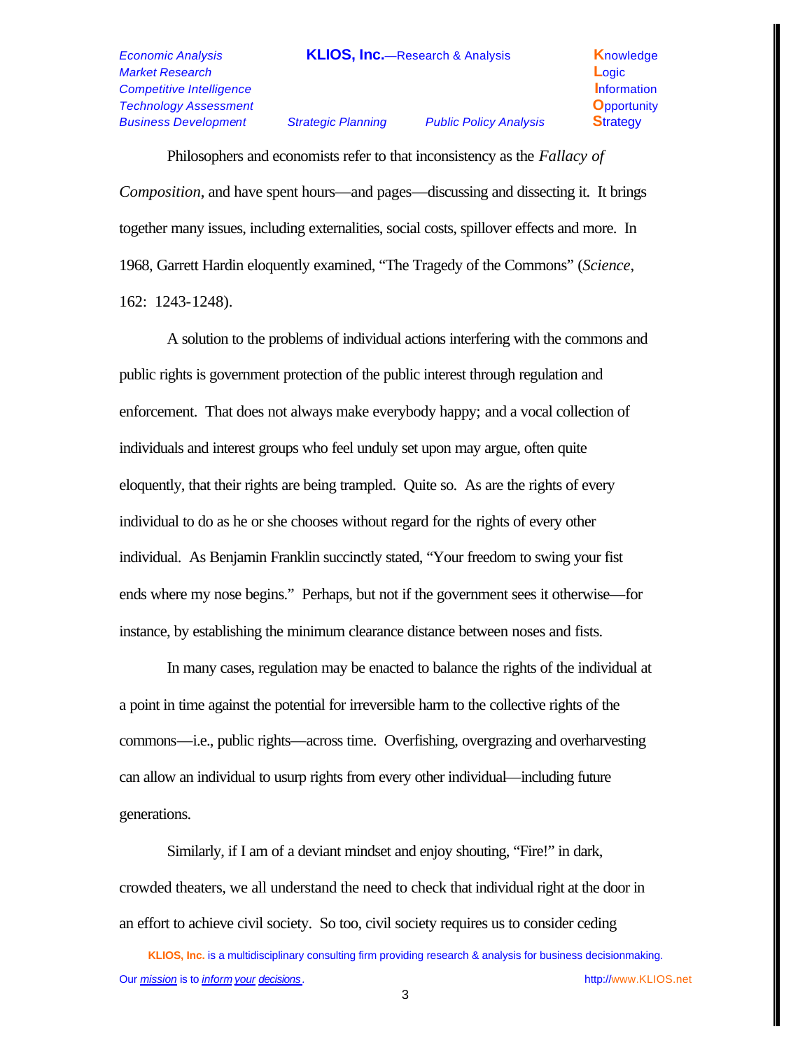Philosophers and economists refer to that inconsistency as the *Fallacy of Composition*, and have spent hours—and pages—discussing and dissecting it. It brings together many issues, including externalities, social costs, spillover effects and more. In 1968, Garrett Hardin eloquently examined, "The Tragedy of the Commons" (*Science*, 162: 1243-1248).

A solution to the problems of individual actions interfering with the commons and public rights is government protection of the public interest through regulation and enforcement. That does not always make everybody happy; and a vocal collection of individuals and interest groups who feel unduly set upon may argue, often quite eloquently, that their rights are being trampled. Quite so. As are the rights of every individual to do as he or she chooses without regard for the rights of every other individual. As Benjamin Franklin succinctly stated, "Your freedom to swing your fist ends where my nose begins." Perhaps, but not if the government sees it otherwise—for instance, by establishing the minimum clearance distance between noses and fists.

In many cases, regulation may be enacted to balance the rights of the individual at a point in time against the potential for irreversible harm to the collective rights of the commons—i.e., public rights—across time. Overfishing, overgrazing and overharvesting can allow an individual to usurp rights from every other individual—including future generations.

Similarly, if I am of a deviant mindset and enjoy shouting, "Fire!" in dark, crowded theaters, we all understand the need to check that individual right at the door in an effort to achieve civil society. So too, civil society requires us to consider ceding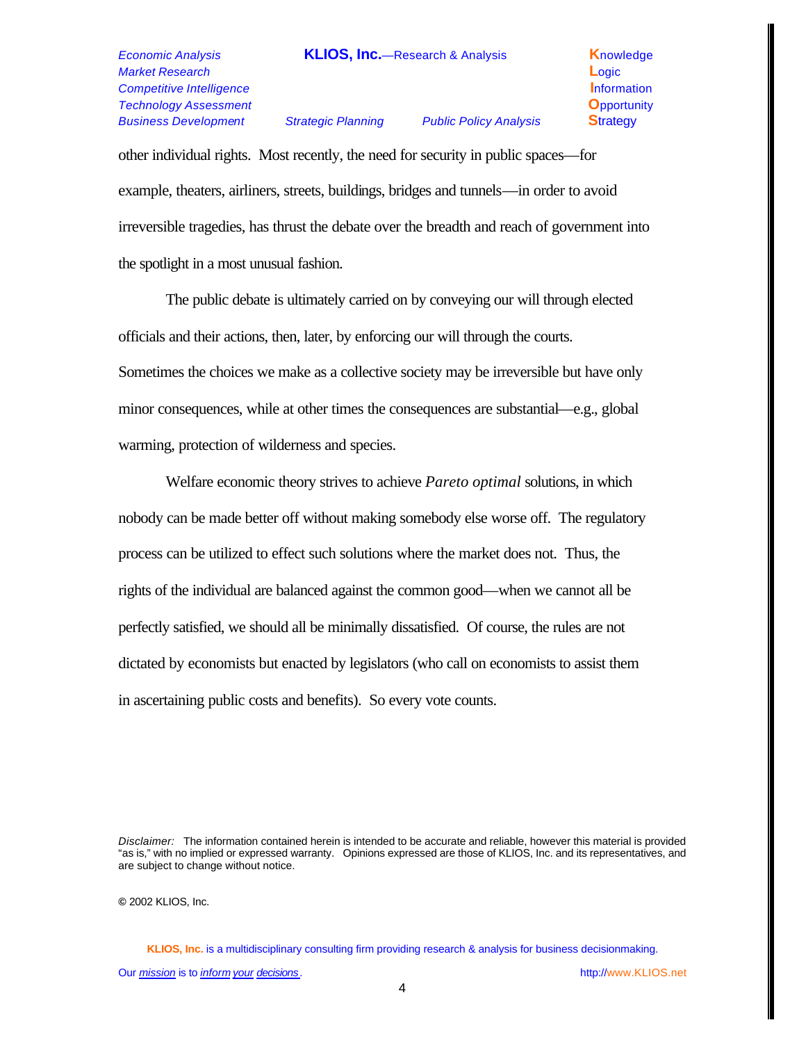other individual rights. Most recently, the need for security in public spaces—for example, theaters, airliners, streets, buildings, bridges and tunnels—in order to avoid irreversible tragedies, has thrust the debate over the breadth and reach of government into the spotlight in a most unusual fashion.

The public debate is ultimately carried on by conveying our will through elected officials and their actions, then, later, by enforcing our will through the courts. Sometimes the choices we make as a collective society may be irreversible but have only minor consequences, while at other times the consequences are substantial—e.g., global warming, protection of wilderness and species.

Welfare economic theory strives to achieve *Pareto optimal* solutions, in which nobody can be made better off without making somebody else worse off. The regulatory process can be utilized to effect such solutions where the market does not. Thus, the rights of the individual are balanced against the common good—when we cannot all be perfectly satisfied, we should all be minimally dissatisfied. Of course, the rules are not dictated by economists but enacted by legislators (who call on economists to assist them in ascertaining public costs and benefits). So every vote counts.

*Disclaimer:* The information contained herein is intended to be accurate and reliable, however this material is provided "as is," with no implied or expressed warranty. Opinions expressed are those of KLIOS, Inc. and its representatives, and are subject to change without notice.

© 2002 KLIOS, Inc.